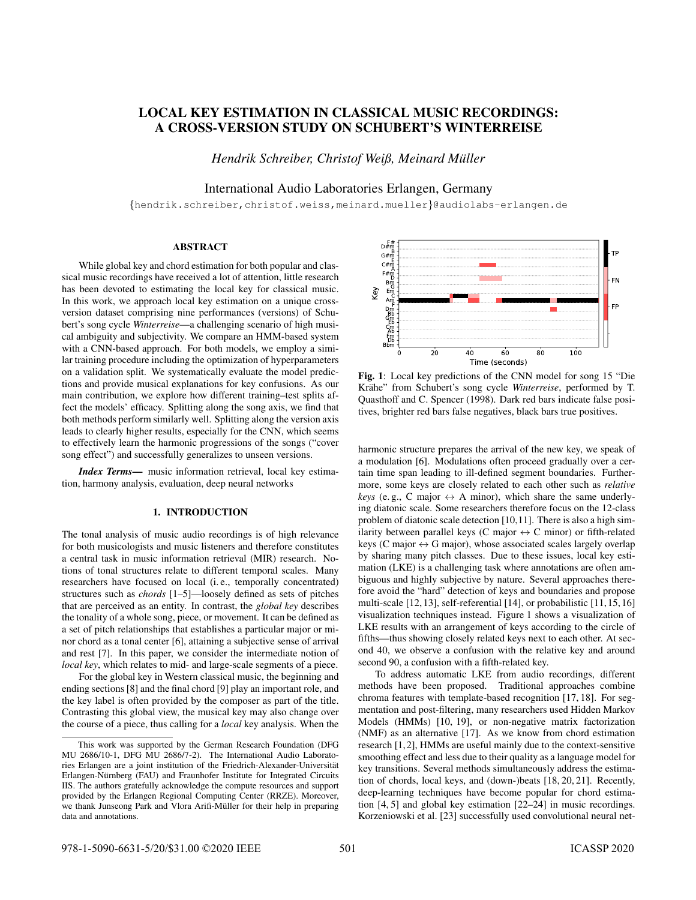# LOCAL KEY ESTIMATION IN CLASSICAL MUSIC RECORDINGS: A CROSS-VERSION STUDY ON SCHUBERT'S WINTERREISE

*Hendrik Schreiber, Christof Weiß, Meinard Müller*

International Audio Laboratories Erlangen, Germany

{hendrik.schreiber,christof.weiss,meinard.mueller}@audiolabs-erlangen.de

## ABSTRACT

While global key and chord estimation for both popular and classical music recordings have received a lot of attention, little research has been devoted to estimating the local key for classical music. In this work, we approach local key estimation on a unique cross-version dataset comprising nine performances (versions) of Schubert's song cycle *Winterreise*—a challenging scenario of high musical ambiguity and subjectivity. We compare an HMM-based system with a CNN-based approach. For both models, we employ a similar training procedure including the optimization of hyperparameters on a validation split. We systematically evaluate the model predictions and provide musical explanations for key confusions. As our main contribution, we explore how different training–test splits affect the models' efficacy. Splitting along the song axis, we find that both methods perform similarly well. Splitting along the version axis leads to clearly higher results, especially for the CNN, which seems to effectively learn the harmonic progressions of the songs ("cover song effect") and successfully generalizes to unseen versions.

***Index Terms—*** music information retrieval, local key estimation, harmony analysis, evaluation, deep neural networks

## 1. INTRODUCTION

The tonal analysis of music audio recordings is of high relevance for both musicologists and music listeners and therefore constitutes a central task in music information retrieval (MIR) research. Notions of tonal structures relate to different temporal scales. Many researchers have focused on local (i. e., temporally concentrated) structures such as *chords* [1–5]—loosely defined as sets of pitches that are perceived as an entity. In contrast, the *global key* describes the tonality of a whole song, piece, or movement. It can be defined as a set of pitch relationships that establishes a particular major or minor chord as a tonal center [6], attaining a subjective sense of arrival and rest [7]. In this paper, we consider the intermediate notion of *local key*, which relates to mid- and large-scale segments of a piece.

For the global key in Western classical music, the beginning and ending sections [8] and the final chord [9] play an important role, and the key label is often provided by the composer as part of the title. Contrasting this global view, the musical key may also change over the course of a piece, thus calling for a *local* key analysis. When the harmonic structure prepares the arrival of the new key, we speak of a modulation [6]. Modulations often proceed gradually over a certain time span leading to ill-defined segment boundaries. Furthermore, some keys are closely related to each other such as *relative keys* (e. g., C major ↔ A minor), which share the same underlying diatonic scale. Some researchers therefore focus on the 12-class problem of diatonic scale detection [10,11]. There is also a high similarity between parallel keys (C major ↔ C minor) or fifth-related keys (C major ↔ G major), whose associated scales largely overlap by sharing many pitch classes. Due to these issues, local key estimation (LKE) is a challenging task where annotations are often ambiguous and highly subjective by nature. Several approaches therefore avoid the "hard" detection of keys and boundaries and propose multi-scale [12,13], self-referential [14], or probabilistic [11,15,16] visualization techniques instead. Figure 1 shows a visualization of LKE results with an arrangement of keys according to the circle of fifths—thus showing closely related keys next to each other. At second 40, we observe a confusion with the relative key and around second 90, a confusion with a fifth-related key.

**Fig. 1**: Local key predictions of the CNN model for song 15 "Die Krähe" from Schubert's song cycle *Winterreise*, performed by T. Quasthoff and C. Spencer (1998). Dark red bars indicate false positives, brighter red bars false negatives, black bars true positives.

To address automatic LKE from audio recordings, different methods have been proposed. Traditional approaches combine chroma features with template-based recognition [17,18]. For segmentation and post-filtering, many researchers used Hidden Markov Models (HMMs) [10,19], or non-negative matrix factorization (NMF) as an alternative [17]. As we know from chord estimation research [1,2], HMMs are useful mainly due to the context-sensitive smoothing effect and less due to their quality as a language model for key transitions. Several methods simultaneously address the estimation of chords, local keys, and (down-)beats [18,20,21]. Recently, deep-learning techniques have become popular for chord estimation [4,5] and global key estimation [22–24] in music recordings. Korzeniowski et al. [23] successfully used convolutional neural net-

This work was supported by the German Research Foundation (DFG MU 2686/10-1, DFG MU 2686/7-2). The International Audio Laboratories Erlangen are a joint institution of the Friedrich-Alexander-Universität Erlangen-Nürnberg (FAU) and Fraunhofer Institute for Integrated Circuits IIS. The authors gratefully acknowledge the compute resources and support provided by the Erlangen Regional Computing Center (RRZE). Moreover, we thank Junseong Park and Vlora Arifi-Müller for their help in preparing data and annotations.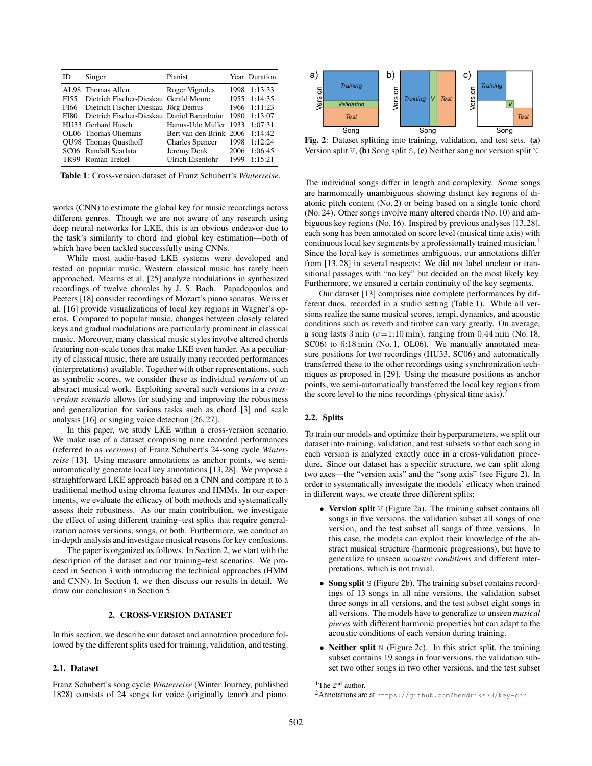| ID | Singer | Pianist | Year | Duration |
|---|---|---|---|---|
| AL98 | Thomas Allen | Roger Vignoles | 1998 | 1:13:33 |
| FI55 | Dietrich Fischer-Dieskau | Gerald Moore | 1955 | 1:14:35 |
| FI66 | Dietrich Fischer-Dieskau | Jörg Demus | 1966 | 1:11:23 |
| FI80 | Dietrich Fischer-Dieskau | Daniel Barenboim | 1980 | 1:13:07 |
| HU33 | Gerhard Hüsch | Hanns-Udo Müller | 1933 | 1:07:31 |
| OL06 | Thomas Oliemans | Bert van den Brink | 2006 | 1:14:42 |
| QU98 | Thomas Quasthoff | Charles Spencer | 1998 | 1:12:24 |
| SC06 | Randall Scarlata | Jeremy Denk | 2006 | 1:06:45 |
| TR99 | Roman Trekel | Ulrich Eisenlohr | 1999 | 1:15:21 |

**Table 1**: Cross-version dataset of Franz Schubert's *Winterreise*.

works (CNN) to estimate the global key for music recordings across different genres. Though we are not aware of any research using deep neural networks for LKE, this is an obvious endeavor due to the task's similarity to chord and global key estimation—both of which have been tackled successfully using CNNs.

While most audio-based LKE systems were developed and tested on popular music, Western classical music has rarely been approached. Mearns et al. [25] analyze modulations in synthesized recordings of twelve chorales by J. S. Bach. Papadopoulos and Peeters [18] consider recordings of Mozart's piano sonatas. Weiss et al. [16] provide visualizations of local key regions in Wagner's operas. Compared to popular music, changes between closely related keys and gradual modulations are particularly prominent in classical music. Moreover, many classical music styles involve altered chords featuring non-scale tones that make LKE even harder. As a peculiarity of classical music, there are usually many recorded performances (interpretations) available. Together with other representations, such as symbolic scores, we consider these as individual *versions* of an abstract musical work. Exploiting several such versions in a *cross-version scenario* allows for studying and improving the robustness and generalization for various tasks such as chord [3] and scale analysis [16] or singing voice detection [26, 27].

In this paper, we study LKE within a cross-version scenario. We make use of a dataset comprising nine recorded performances (referred to as *versions*) of Franz Schubert's 24-song cycle *Winterreise* [13]. Using measure annotations as anchor points, we semi-automatically generate local key annotations [13, 28]. We propose a straightforward LKE approach based on a CNN and compare it to a traditional method using chroma features and HMMs. In our experiments, we evaluate the efficacy of both methods and systematically assess their robustness. As our main contribution, we investigate the effect of using different training–test splits that require generalization across versions, songs, or both. Furthermore, we conduct an in-depth analysis and investigate musical reasons for key confusions.

The paper is organized as follows. In Section 2, we start with the description of the dataset and our training–test scenarios. We proceed in Section 3 with introducing the technical approaches (HMM and CNN). In Section 4, we then discuss our results in detail. We draw our conclusions in Section 5.

## 2. CROSS-VERSION DATASET

In this section, we describe our dataset and annotation procedure followed by the different splits used for training, validation, and testing.

### 2.1. Dataset

Franz Schubert's song cycle *Winterreise* (Winter Journey, published 1828) consists of 24 songs for voice (originally tenor) and piano. The individual songs differ in length and complexity. Some songs are harmonically unambiguous showing distinct key regions of diatonic pitch content (No. 2) or being based on a single tonic chord (No. 24). Other songs involve many altered chords (No. 10) and ambiguous key regions (No. 16). Inspired by previous analyses [13,28], each song has been annotated on score level (musical time axis) with continuous local key segments by a professionally trained musician.[1] Since the local key is sometimes ambiguous, our annotations differ from [13, 28] in several respects: We did not label unclear or transitional passages with "no key" but decided on the most likely key. Furthermore, we ensured a certain continuity of the key segments.

Our dataset [13] comprises nine complete performances by different duos, recorded in a studio setting (Table 1). While all versions realize the same musical scores, tempi, dynamics, and acoustic conditions such as reverb and timbre can vary greatly. On average, a song lasts 3 min ($\sigma$=1:10 min), ranging from 0:44 min (No. 18, SC06) to 6:18 min (No. 1, OL06). We manually annotated measure positions for two recordings (HU33, SC06) and automatically transferred these to the other recordings using synchronization techniques as proposed in [29]. Using the measure positions as anchor points, we semi-automatically transferred the local key regions from the score level to the nine recordings (physical time axis).[2]

Fig. 2: Dataset splitting into training, validation, and test sets. **(a)** Version split V, **(b)** Song split S, **(c)** Neither song nor version split N.

### 2.2. Splits

To train our models and optimize their hyperparameters, we split our dataset into training, validation, and test subsets so that each song in each version is analyzed exactly once in a cross-validation procedure. Since our dataset has a specific structure, we can split along two axes—the "version axis" and the "song axis" (see Figure 2). In order to systematically investigate the models' efficacy when trained in different ways, we create three different splits:

- **Version split** V (Figure 2a). The training subset contains all songs in five versions, the validation subset all songs of one version, and the test subset all songs of three versions. In this case, the models can exploit their knowledge of the abstract musical structure (harmonic progressions), but have to generalize to unseen *acoustic conditions* and different interpretations, which is not trivial.
- **Song split** S (Figure 2b). The training subset contains recordings of 13 songs in all nine versions, the validation subset three songs in all versions, and the test subset eight songs in all versions. The models have to generalize to unseen *musical pieces* with different harmonic properties but can adapt to the acoustic conditions of each version during training.
- **Neither split** N (Figure 2c). In this strict split, the training subset contains 19 songs in four versions, the validation subset two other songs in two other versions, and the test subset

[1] The 2nd author.

[2] Annotations are at https://github.com/hendriks73/key-cnn.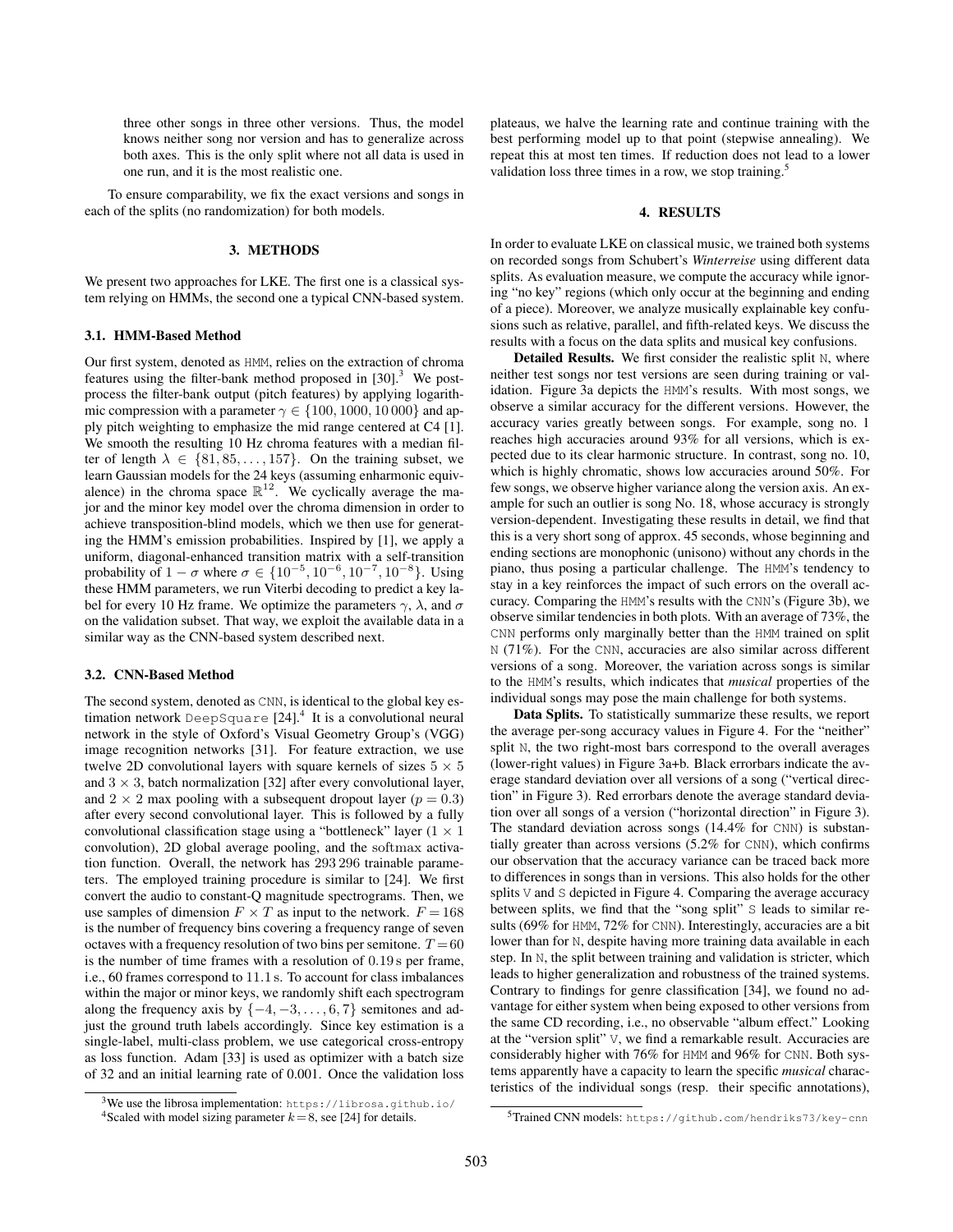three other songs in three other versions. Thus, the model knows neither song nor version and has to generalize across both axes. This is the only split where not all data is used in one run, and it is the most realistic one.

To ensure comparability, we fix the exact versions and songs in each of the splits (no randomization) for both models.

## 3. METHODS

We present two approaches for LKE. The first one is a classical system relying on HMMs, the second one a typical CNN-based system.

### 3.1. HMM-Based Method

Our first system, denoted as HMM, relies on the extraction of chroma features using the filter-bank method proposed in [30].[3] We post-process the filter-bank output (pitch features) by applying logarithmic compression with a parameter $\gamma \in \{100, 1000, 10\,000\}$ and apply pitch weighting to emphasize the mid range centered at C4 [1]. We smooth the resulting 10 Hz chroma features with a median filter of length $\lambda \in \{81, 85, \ldots, 157\}$. On the training subset, we learn Gaussian models for the 24 keys (assuming enharmonic equivalence) in the chroma space $\mathbb{R}^{12}$. We cyclically average the major and the minor key model over the chroma dimension in order to achieve transposition-blind models, which we then use for generating the HMM's emission probabilities. Inspired by [1], we apply a uniform, diagonal-enhanced transition matrix with a self-transition probability of $1-\sigma$ where $\sigma \in \{10^{-5}, 10^{-6}, 10^{-7}, 10^{-8}\}$. Using these HMM parameters, we run Viterbi decoding to predict a key label for every 10 Hz frame. We optimize the parameters $\gamma$, $\lambda$, and $\sigma$ on the validation subset. That way, we exploit the available data in a similar way as the CNN-based system described next.

### 3.2. CNN-Based Method

The second system, denoted as CNN, is identical to the global key estimation network DeepSquare [24].[4] It is a convolutional neural network in the style of Oxford's Visual Geometry Group's (VGG) image recognition networks [31]. For feature extraction, we use twelve 2D convolutional layers with square kernels of sizes $5 \times 5$ and $3 \times 3$, batch normalization [32] after every convolutional layer, and $2 \times 2$ max pooling with a subsequent dropout layer ($p = 0.3$) after every second convolutional layer. This is followed by a fully convolutional classification stage using a "bottleneck" layer ($1 \times 1$ convolution), 2D global average pooling, and the softmax activation function. Overall, the network has 293 296 trainable parameters. The employed training procedure is similar to [24]. We first convert the audio to constant-Q magnitude spectrograms. Then, we use samples of dimension $F \times T$ as input to the network. $F = 168$ is the number of frequency bins covering a frequency range of seven octaves with a frequency resolution of two bins per semitone. $T = 60$ is the number of time frames with a resolution of 0.19 s per frame, i.e., 60 frames correspond to 11.1 s. To account for class imbalances within the major or minor keys, we randomly shift each spectrogram along the frequency axis by $\{-4, -3, \ldots, 6, 7\}$ semitones and adjust the ground truth labels accordingly. Since key estimation is a single-label, multi-class problem, we use categorical cross-entropy as loss function. Adam [33] is used as optimizer with a batch size of 32 and an initial learning rate of 0.001. Once the validation loss plateaus, we halve the learning rate and continue training with the best performing model up to that point (stepwise annealing). We repeat this at most ten times. If reduction does not lead to a lower validation loss three times in a row, we stop training.[5]

[3] We use the librosa implementation: https://librosa.github.io/

[4] Scaled with model sizing parameter $k = 8$, see [24] for details.

[5] Trained CNN models: https://github.com/hendriks73/key-cnn

## 4. RESULTS

In order to evaluate LKE on classical music, we trained both systems on recorded songs from Schubert's *Winterreise* using different data splits. As evaluation measure, we compute the accuracy while ignoring "no key" regions (which only occur at the beginning and ending of a piece). Moreover, we analyze musically explainable key confusions such as relative, parallel, and fifth-related keys. We discuss the results with a focus on the data splits and musical key confusions.

**Detailed Results.** We first consider the realistic split N, where neither test songs nor test versions are seen during training or validation. Figure 3a depicts the HMM's results. With most songs, we observe a similar accuracy for the different versions. However, the accuracy varies greatly between songs. For example, song no. 1 reaches high accuracies around 93% for all versions, which is expected due to its clear harmonic structure. In contrast, song no. 10, which is highly chromatic, shows low accuracies around 50%. For few songs, we observe higher variance along the version axis. An example for such an outlier is song No. 18, whose accuracy is strongly version-dependent. Investigating these results in detail, we find that this is a very short song of approx. 45 seconds, whose beginning and ending sections are monophonic (unisono) without any chords in the piano, thus posing a particular challenge. The HMM's tendency to stay in a key reinforces the impact of such errors on the overall accuracy. Comparing the HMM's results with the CNN's (Figure 3b), we observe similar tendencies in both plots. With an average of 73%, the CNN performs only marginally better than the HMM trained on split N (71%). For the CNN, accuracies are also similar across different versions of a song. Moreover, the variation across songs is similar to the HMM's results, which indicates that *musical* properties of the individual songs may pose the main challenge for both systems.

**Data Splits.** To statistically summarize these results, we report the average per-song accuracy values in Figure 4. For the "neither" split N, the two right-most bars correspond to the overall averages (lower-right values) in Figure 3a+b. Black errorbars indicate the average standard deviation over all versions of a song ("vertical direction" in Figure 3). Red errorbars denote the average standard deviation over all songs of a version ("horizontal direction" in Figure 3). The standard deviation across songs (14.4% for CNN) is substantially greater than across versions (5.2% for CNN), which confirms our observation that the accuracy variance can be traced back more to differences in songs than in versions. This also holds for the other splits V and S depicted in Figure 4. Comparing the average accuracy between splits, we find that the "song split" S leads to similar results (69% for HMM, 72% for CNN). Interestingly, accuracies are a bit lower than for N, despite having more training data available in each step. In N, the split between training and validation is stricter, which leads to higher generalization and robustness of the trained systems. Contrary to findings for genre classification [34], we found no advantage for either system when being exposed to other versions from the same CD recording, i.e., no observable "album effect." Looking at the "version split" V, we find a remarkable result. Accuracies are considerably higher with 76% for HMM and 96% for CNN. Both systems apparently have a capacity to learn the specific *musical* characteristics of the individual songs (resp. their specific annotations),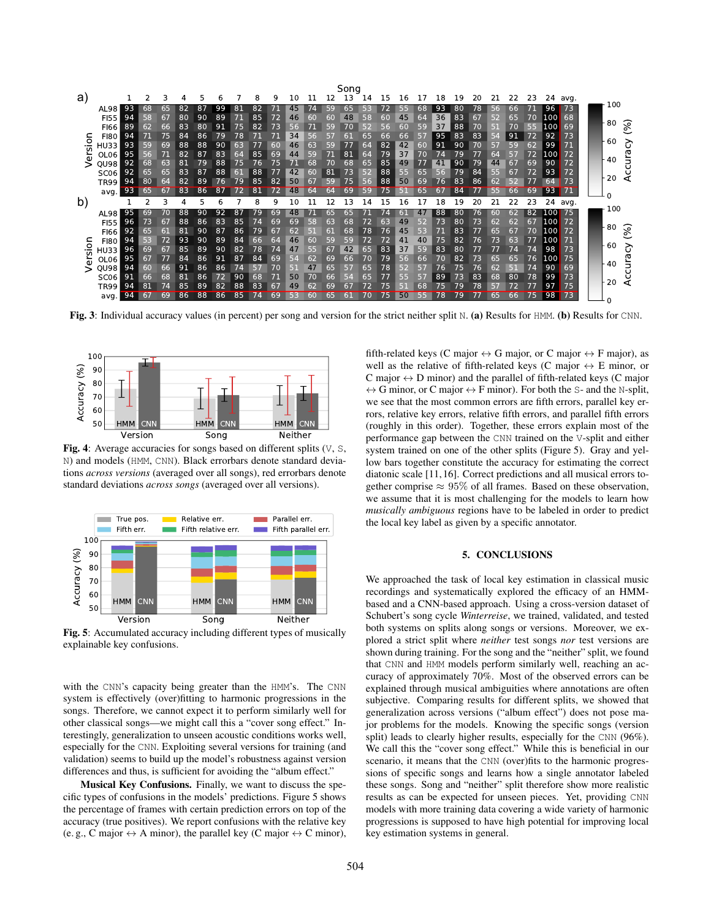**Fig. 3**: Individual accuracy values (in percent) per song and version for the strict neither split N. **(a)** Results for HMM. **(b)** Results for CNN.

**Fig. 4**: Average accuracies for songs based on different splits (V, S, N) and models (HMM, CNN). Black errorbars denote standard deviations *across versions* (averaged over all songs), red errorbars denote standard deviations *across songs* (averaged over all versions).

**Fig. 5**: Accumulated accuracy including different types of musically explainable key confusions.

with the CNN's capacity being greater than the HMM's. The CNN system is effectively (over)fitting to harmonic progressions in the songs. Therefore, we cannot expect it to perform similarly well for other classical songs—we might call this a "cover song effect." Interestingly, generalization to unseen acoustic conditions works well, especially for the CNN. Exploiting several versions for training (and validation) seems to build up the model's robustness against version differences and thus, is sufficient for avoiding the "album effect."

**Musical Key Confusions.** Finally, we want to discuss the specific types of confusions in the models' predictions. Figure 5 shows the percentage of frames with certain prediction errors on top of the accuracy (true positives). We report confusions with the relative key (e. g., C major ↔ A minor), the parallel key (C major ↔ C minor), fifth-related keys (C major ↔ G major, or C major ↔ F major), as well as the relative of fifth-related keys (C major ↔ E minor, or C major ↔ D minor) and the parallel of fifth-related keys (C major ↔ G minor, or C major ↔ F minor). For both the S- and the N-split, we see that the most common errors are fifth errors, parallel key errors, relative key errors, relative fifth errors and parallel fifth errors (roughly in this order). Together, these errors explain most of the performance gap between the CNN trained on the V-split and either system trained on one of the other splits (Figure 5). Gray and yellow bars together constitute the accuracy for estimating the correct diatonic scale [11, 16]. Correct predictions and all musical errors together comprise ≈ 95% of all frames. Based on these observation, we assume that it is most challenging for the models to learn how *musically ambiguous* regions have to be labeled in order to predict the local key label as given by a specific annotator.

## 5. CONCLUSIONS

We approached the task of local key estimation in classical music recordings and systematically explored the efficacy of an HMM-based and a CNN-based approach. Using a cross-version dataset of Schubert's song cycle *Winterreise*, we trained, validated, and tested both systems on splits along songs or versions. Moreover, we explored a strict split where *neither* test songs *nor* test versions are shown during training. For the song and the "neither" split, we found that CNN and HMM models perform similarly well, reaching an accuracy of approximately 70%. Most of the observed errors can be explained through musical ambiguities where annotations are often subjective. Comparing results for different splits, we showed that generalization across versions ("album effect") does not pose major problems for the models. Knowing the specific songs (version split) leads to clearly higher results, especially for the CNN (96%). We call this the "cover song effect." While this is beneficial in our scenario, it means that the CNN (over)fits to the harmonic progressions of specific songs and learns how a single annotator labeled these songs. Song and "neither" split therefore show more realistic results as can be expected for unseen pieces. Yet, providing CNN models with more training data covering a wide variety of harmonic progressions is supposed to have high potential for improving local key estimation systems in general.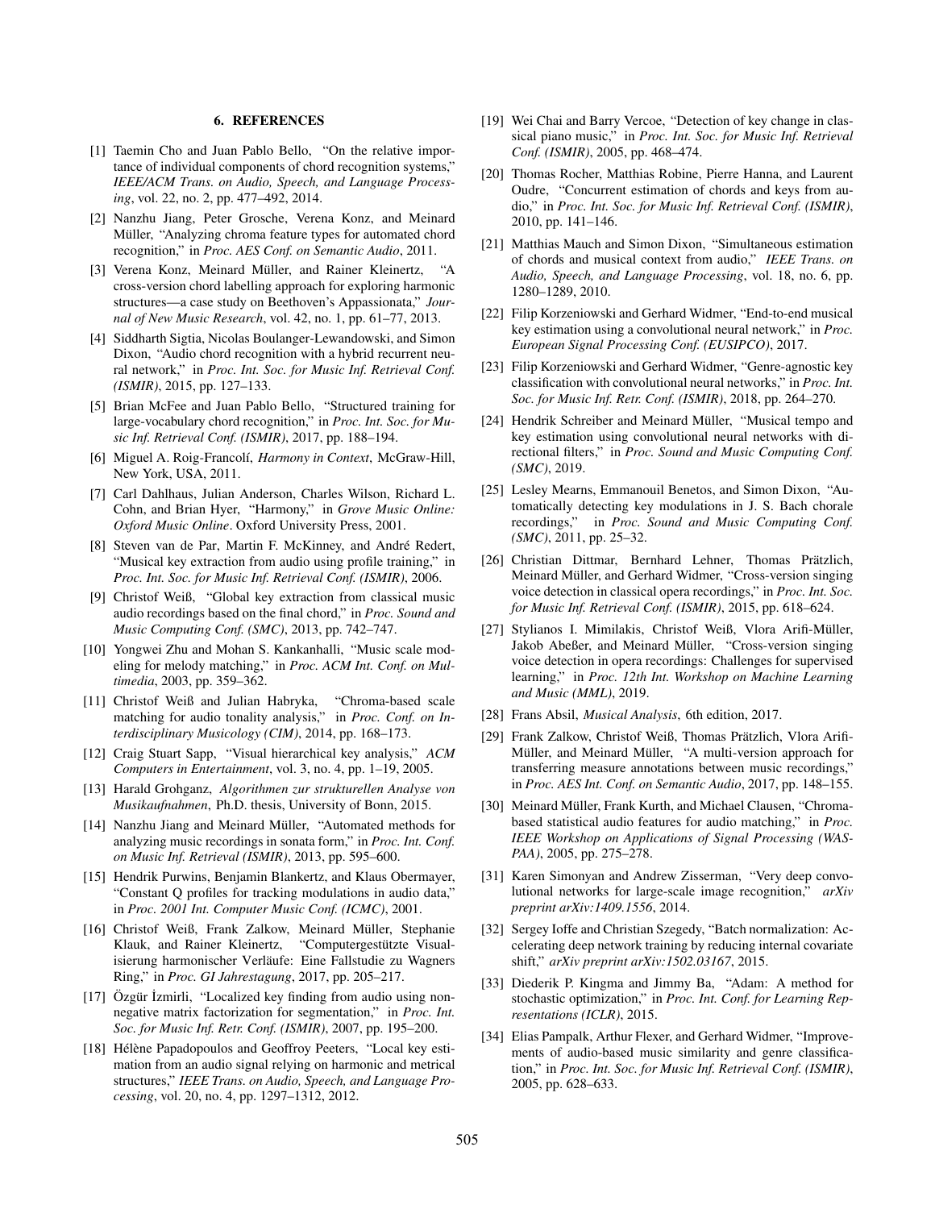## 6. REFERENCES

[1] Taemin Cho and Juan Pablo Bello, "On the relative importance of individual components of chord recognition systems," *IEEE/ACM Trans. on Audio, Speech, and Language Processing*, vol. 22, no. 2, pp. 477–492, 2014.

[2] Nanzhu Jiang, Peter Grosche, Verena Konz, and Meinard Müller, "Analyzing chroma feature types for automated chord recognition," in *Proc. AES Conf. on Semantic Audio*, 2011.

[3] Verena Konz, Meinard Müller, and Rainer Kleinertz, "A cross-version chord labelling approach for exploring harmonic structures—a case study on Beethoven's Appassionata," *Journal of New Music Research*, vol. 42, no. 1, pp. 61–77, 2013.

[4] Siddharth Sigtia, Nicolas Boulanger-Lewandowski, and Simon Dixon, "Audio chord recognition with a hybrid recurrent neural network," in *Proc. Int. Soc. for Music Inf. Retrieval Conf. (ISMIR)*, 2015, pp. 127–133.

[5] Brian McFee and Juan Pablo Bello, "Structured training for large-vocabulary chord recognition," in *Proc. Int. Soc. for Music Inf. Retrieval Conf. (ISMIR)*, 2017, pp. 188–194.

[6] Miguel A. Roig-Francolí, *Harmony in Context*, McGraw-Hill, New York, USA, 2011.

[7] Carl Dahlhaus, Julian Anderson, Charles Wilson, Richard L. Cohn, and Brian Hyer, "Harmony," in *Grove Music Online: Oxford Music Online*. Oxford University Press, 2001.

[8] Steven van de Par, Martin F. McKinney, and André Redert, "Musical key extraction from audio using profile training," in *Proc. Int. Soc. for Music Inf. Retrieval Conf. (ISMIR)*, 2006.

[9] Christof Weiß, "Global key extraction from classical music audio recordings based on the final chord," in *Proc. Sound and Music Computing Conf. (SMC)*, 2013, pp. 742–747.

[10] Yongwei Zhu and Mohan S. Kankanhalli, "Music scale modeling for melody matching," in *Proc. ACM Int. Conf. on Multimedia*, 2003, pp. 359–362.

[11] Christof Weiß and Julian Habryka, "Chroma-based scale matching for audio tonality analysis," in *Proc. Conf. on Interdisciplinary Musicology (CIM)*, 2014, pp. 168–173.

[12] Craig Stuart Sapp, "Visual hierarchical key analysis," *ACM Computers in Entertainment*, vol. 3, no. 4, pp. 1–19, 2005.

[13] Harald Grohganz, *Algorithmen zur strukturellen Analyse von Musikaufnahmen*, Ph.D. thesis, University of Bonn, 2015.

[14] Nanzhu Jiang and Meinard Müller, "Automated methods for analyzing music recordings in sonata form," in *Proc. Int. Conf. on Music Inf. Retrieval (ISMIR)*, 2013, pp. 595–600.

[15] Hendrik Purwins, Benjamin Blankertz, and Klaus Obermayer, "Constant Q profiles for tracking modulations in audio data," in *Proc. 2001 Int. Computer Music Conf. (ICMC)*, 2001.

[16] Christof Weiß, Frank Zalkow, Meinard Müller, Stephanie Klauk, and Rainer Kleinertz, "Computergestützte Visualisierung harmonischer Verläufe: Eine Fallstudie zu Wagners Ring," in *Proc. GI Jahrestagung*, 2017, pp. 205–217.

[17] Özgür İzmirli, "Localized key finding from audio using non-negative matrix factorization for segmentation," in *Proc. Int. Soc. for Music Inf. Retr. Conf. (ISMIR)*, 2007, pp. 195–200.

[18] Hélène Papadopoulos and Geoffroy Peeters, "Local key estimation from an audio signal relying on harmonic and metrical structures," *IEEE Trans. on Audio, Speech, and Language Processing*, vol. 20, no. 4, pp. 1297–1312, 2012.

[19] Wei Chai and Barry Vercoe, "Detection of key change in classical piano music," in *Proc. Int. Soc. for Music Inf. Retrieval Conf. (ISMIR)*, 2005, pp. 468–474.

[20] Thomas Rocher, Matthias Robine, Pierre Hanna, and Laurent Oudre, "Concurrent estimation of chords and keys from audio," in *Proc. Int. Soc. for Music Inf. Retrieval Conf. (ISMIR)*, 2010, pp. 141–146.

[21] Matthias Mauch and Simon Dixon, "Simultaneous estimation of chords and musical context from audio," *IEEE Trans. on Audio, Speech, and Language Processing*, vol. 18, no. 6, pp. 1280–1289, 2010.

[22] Filip Korzeniowski and Gerhard Widmer, "End-to-end musical key estimation using a convolutional neural network," in *Proc. European Signal Processing Conf. (EUSIPCO)*, 2017.

[23] Filip Korzeniowski and Gerhard Widmer, "Genre-agnostic key classification with convolutional neural networks," in *Proc. Int. Soc. for Music Inf. Retr. Conf. (ISMIR)*, 2018, pp. 264–270.

[24] Hendrik Schreiber and Meinard Müller, "Musical tempo and key estimation using convolutional neural networks with directional filters," in *Proc. Sound and Music Computing Conf. (SMC)*, 2019.

[25] Lesley Mearns, Emmanouil Benetos, and Simon Dixon, "Automatically detecting key modulations in J. S. Bach chorale recordings," in *Proc. Sound and Music Computing Conf. (SMC)*, 2011, pp. 25–32.

[26] Christian Dittmar, Bernhard Lehner, Thomas Prätzlich, Meinard Müller, and Gerhard Widmer, "Cross-version singing voice detection in classical opera recordings," in *Proc. Int. Soc. for Music Inf. Retrieval Conf. (ISMIR)*, 2015, pp. 618–624.

[27] Stylianos I. Mimilakis, Christof Weiß, Vlora Arifi-Müller, Jakob Abeßer, and Meinard Müller, "Cross-version singing voice detection in opera recordings: Challenges for supervised learning," in *Proc. 12th Int. Workshop on Machine Learning and Music (MML)*, 2019.

[28] Frans Absil, *Musical Analysis*, 6th edition, 2017.

[29] Frank Zalkow, Christof Weiß, Thomas Prätzlich, Vlora Arifi-Müller, and Meinard Müller, "A multi-version approach for transferring measure annotations between music recordings," in *Proc. AES Int. Conf. on Semantic Audio*, 2017, pp. 148–155.

[30] Meinard Müller, Frank Kurth, and Michael Clausen, "Chroma-based statistical audio features for audio matching," in *Proc. IEEE Workshop on Applications of Signal Processing (WASPAA)*, 2005, pp. 275–278.

[31] Karen Simonyan and Andrew Zisserman, "Very deep convolutional networks for large-scale image recognition," *arXiv preprint arXiv:1409.1556*, 2014.

[32] Sergey Ioffe and Christian Szegedy, "Batch normalization: Accelerating deep network training by reducing internal covariate shift," *arXiv preprint arXiv:1502.03167*, 2015.

[33] Diederik P. Kingma and Jimmy Ba, "Adam: A method for stochastic optimization," in *Proc. Int. Conf. for Learning Representations (ICLR)*, 2015.

[34] Elias Pampalk, Arthur Flexer, and Gerhard Widmer, "Improvements of audio-based music similarity and genre classification," in *Proc. Int. Soc. for Music Inf. Retrieval Conf. (ISMIR)*, 2005, pp. 628–633.